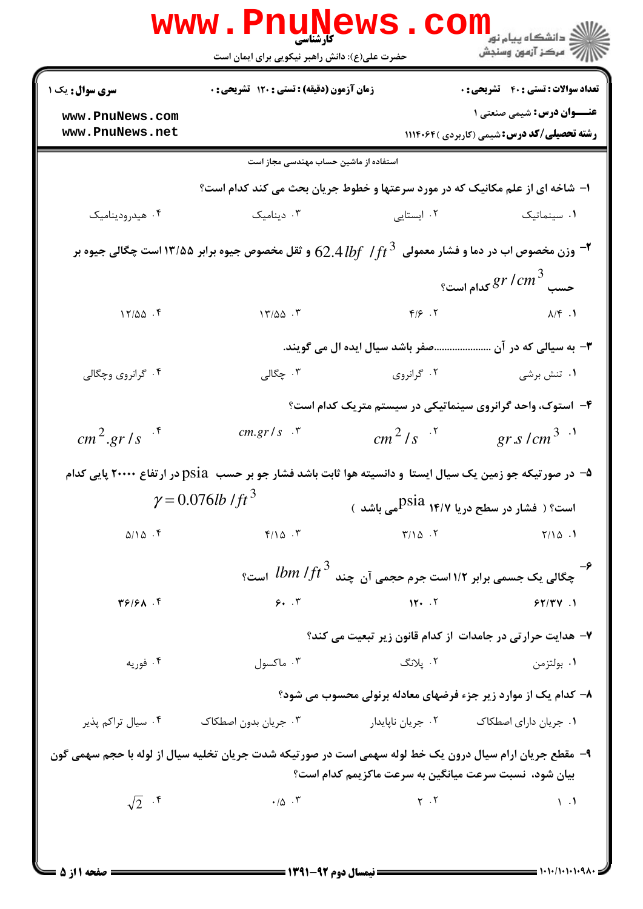کارشناسی

حضرت علی(ع): دانش راهبر نیکویی برای ایمان است

**سری سوال:** یک ۱

**زمان آزمون (دقیقه) : تستی :** ۱۲۰ **تشریحی :** ۰

**تعداد سوالات : تستی :** ۴۰ **تشریحی :** ۰

**عنـــوان درس:** شیمی صنعتی ۱

**رشته تحصیلی/کد درس:** شیمی (کاربردی )۱۱۱۴۰۶۴

استفاده از ماشین حساب مهندسی مجاز است

۱- شاخه ای از علم مکانیک که در مورد سرعتها و خطوط جریان بحث می کند کدام است؟

۱. سینماتیک  ۲. ایستایی  ۳. دینامیک  ۴. هیدرودینامیک

۲- وزن مخصوص اب در دما و فشار معمولی $62.4\,lbf\ /ft^3$ و ثقل مخصوص جیوه برابر ۱۳/۵۵ است چگالی جیوه بر حسب $gr\,/cm^3$ کدام است؟

۱. ۸/۴  ۲. ۴/۶  ۳. ۱۳/۵۵  ۴. ۱۲/۵۵

۳- به سیالی که در آن .....................صفر باشد سیال ایده ال می گویند.

۱. تنش برشی  ۲. گرانروی  ۳. چگالی  ۴. گرانروی وچگالی

۴- استوک، واحد گرانروی سینماتیکی در سیستم متریک کدام است؟

۱. $gr.s\,/cm^3$  ۲. $cm^2\,/s$  ۳. $cm.gr\,/s$  ۴. $cm^2.gr\,/s$

۵- در صورتیکه جو زمین یک سیال ایستا و دانسیته هوا ثابت باشد فشار جو بر حسب psia در ارتفاع ۲۰۰۰۰ پایی کدام است؟ ( فشار در سطح دریا ۱۴/۷ psia می باشد ) $\gamma = 0.076lb\,/ft^3$

۱. ۲/۱۵  ۲. ۳/۱۵  ۳. ۴/۱۵  ۴. ۵/۱۵

۶- چگالی یک جسمی برابر ۱/۲ است جرم حجمی آن چند $lbm\,/ft^3$ است؟

۱. ۶۲/۳۷  ۲. ۱۲۰  ۳. ۶۰  ۴. ۳۶/۶۸

۷- هدایت حرارتی در جامدات از کدام قانون زیر تبعیت می کند؟

۱. بولتزمن  ۲. پلانگ  ۳. ماکسول  ۴. فوریه

۸- کدام یک از موارد زیر جزء فرضهای معادله برنولی محسوب می شود؟

۱. جریان دارای اصطکاک  ۲. جریان ناپایدار  ۳. جریان بدون اصطکاک  ۴. سیال تراکم پذیر

۹- مقطع جریان ارام سیال درون یک خط لوله سهمی است در صورتیکه شدت جریان تخلیه سیال از لوله با حجم سهمی گون بیان شود، نسبت سرعت میانگین به سرعت ماکزیمم کدام است؟

۱. ۱  ۲. ۲  ۳. ۰/۵  ۴. $\sqrt{2}$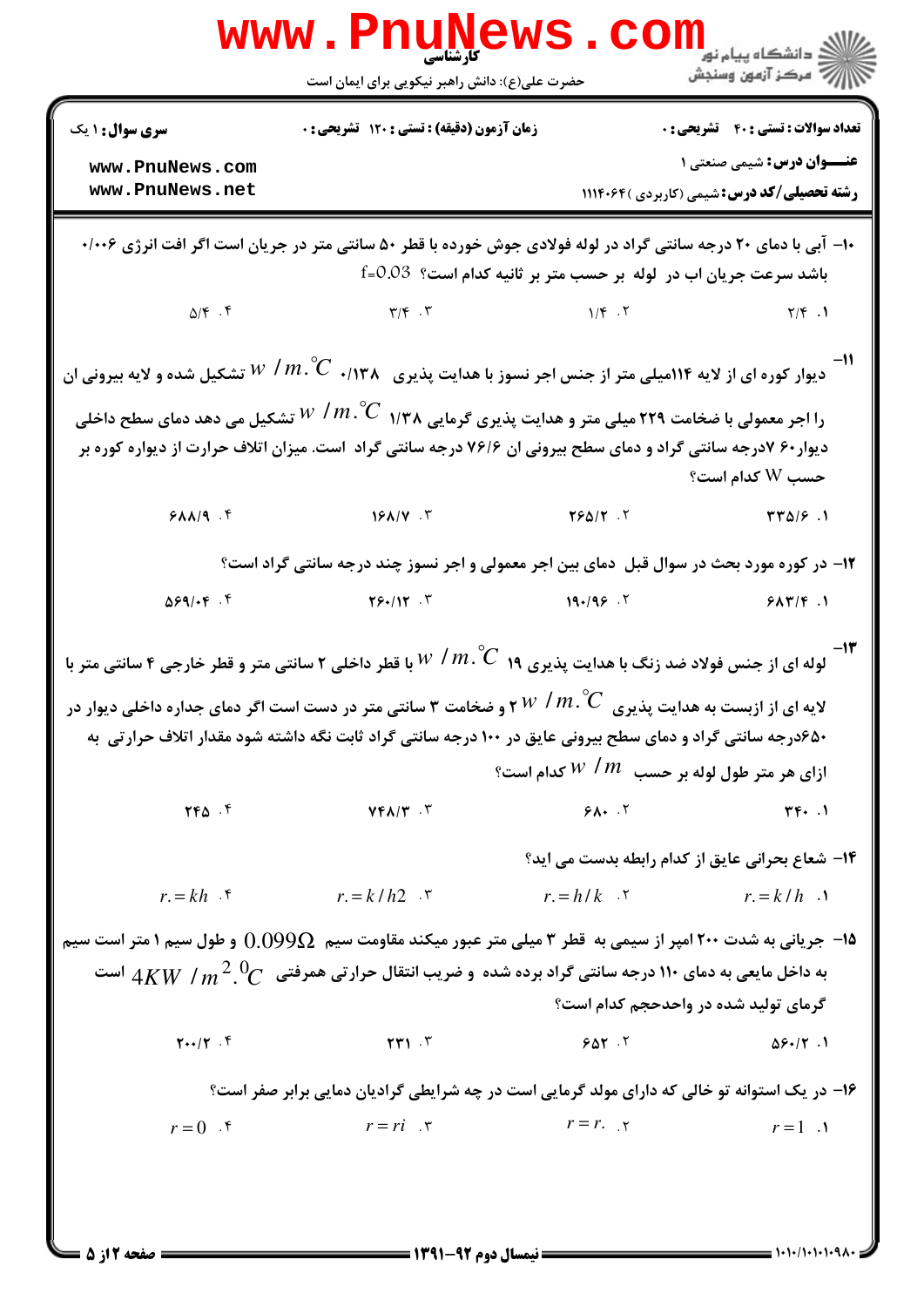۱۰- آبی با دمای ۲۰ درجه سانتی گراد در لوله فولادی جوش خورده با قطر ۵۰ سانتی متر در جریان است اگر افت انرژی ۰/۰۰۶ باشد سرعت جریان اب در لوله بر حسب متر بر ثانیه کدام است؟ $f=0.03$

۱. ۲/۴
۲. ۱/۴
۳. ۳/۴
۴. ۵/۴

۱۱- دیوار کوره ای از لایه ۱۱۴میلی متر از جنس اجر نسوز با هدایت پذیری ۰/۱۳۸ $w/m.^{\circ}C$ تشکیل شده و لایه بیرونی ان را اجر معمولی با ضخامت ۲۲۹ میلی متر و هدایت پذیری گرمایی ۱/۳۸ $w/m.^{\circ}C$ تشکیل می دهد دمای سطح داخلی دیوار۷۶۰درجه سانتی گراد و دمای سطح بیرونی ان ۷۶/۶ درجه سانتی گراد است. میزان اتلاف حرارت از دیواره کوره بر حسب W کدام است؟

۱. ۳۳۵/۶
۲. ۲۶۵/۲
۳. ۱۶۸/۷
۴. ۶۸۸/۹

۱۲- در کوره مورد بحث در سوال قبل دمای بین اجر معمولی و اجر نسوز چند درجه سانتی گراد است؟

۱. ۶۸۳/۴
۲. ۱۹۰/۹۶
۳. ۲۶۰/۱۲
۴. ۵۶۹/۰۴

۱۳- لوله ای از جنس فولاد ضد زنگ با هدایت پذیری ۱۹ $w/m.^{\circ}C$ با قطر داخلی ۲ سانتی متر و قطر خارجی ۴ سانتی متر با لایه ای از ازبست به هدایت پذیری ۲ $w/m.^{\circ}C$ و ضخامت ۳ سانتی متر در دست است اگر دمای جداره داخلی دیوار در ۶۵۰درجه سانتی گراد و دمای سطح بیرونی عایق در ۱۰۰ درجه سانتی گراد ثابت نگه داشته شود مقدار اتلاف حرارتی به ازای هر متر طول لوله بر حسب $w/m$ کدام است؟

۱. ۳۴۰
۲. ۶۸۰
۳. ۷۴۸/۳
۴. ۲۴۵

۱۴- شعاع بحرانی عایق از کدام رابطه بدست می اید؟

۱. $r_{\circ}=k/h$
۲. $r_{\circ}=h/k$
۳. $r_{\circ}=k/h2$
۴. $r_{\circ}=kh$

۱۵- جریانی به شدت ۲۰۰ امپر از سیمی به قطر ۳ میلی متر عبور میکند مقاومت سیم $0.099\Omega$ و طول سیم ۱ متر است سیم به داخل مایعی به دمای ۱۱۰ درجه سانتی گراد برده شده و ضریب انتقال حرارتی همرفتی $4KW/m^{2}.^{0}C$ است گرمای تولید شده در واحدحجم کدام است؟

۱. ۵۶۰/۲
۲. ۶۵۲
۳. ۲۳۱
۴. ۲۰۰/۲

۱۶- در یک استوانه تو خالی که دارای مولد گرمایی است در چه شرایطی گرادیان دمایی برابر صفر است؟

۱. $r=1$
۲. $r=r_{\circ}$
۳. $r=ri$
۴. $r=0$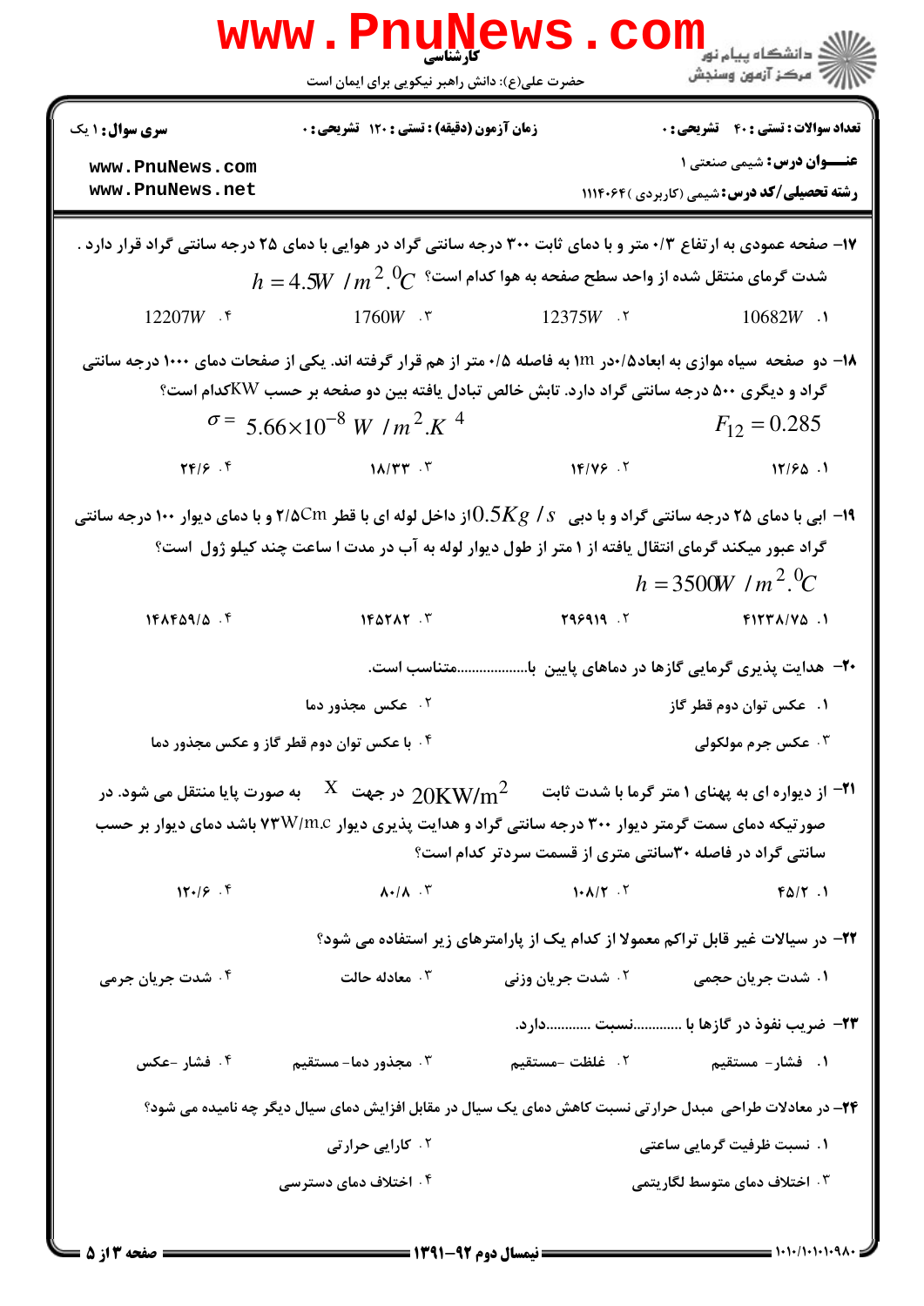۱۷- صفحه عمودی به ارتفاع ۰/۳ متر و با دمای ثابت ۳۰۰ درجه سانتی گراد در هوایی با دمای ۲۵ درجه سانتی گراد قرار دارد . شدت گرمای منتقل شده از واحد سطح صفحه به هوا کدام است؟ $h = 4.5 W/m^2 . ^0C$

۱. $10682W$
۲. $12375W$
۳. $1760W$
۴. $12207W$

۱۸- دو صفحه سیاه موازی به ابعاد۰/۵در 1m به فاصله ۰/۵ متر از هم قرار گرفته اند. یکی از صفحات دمای ۱۰۰۰ درجه سانتی گراد و دیگری ۵۰۰ درجه سانتی گراد دارد. تابش خالص تبادل یافته بین دو صفحه بر حسب KWکدام است؟

$\sigma = 5.66 \times 10^{-8} W/m^2.K^4$ $F_{12} = 0.285$

۱. ۱۲/۶۵
۲. ۱۴/۷۶
۳. ۱۸/۳۳
۴. ۲۴/۶

۱۹- ابی با دمای ۲۵ درجه سانتی گراد و با دبی $0.5 Kg/s$ از داخل لوله ای با قطر ۲/۵Cm و با دمای دیوار ۱۰۰ درجه سانتی گراد عبور میکند گرمای انتقال یافته از ۱ متر از طول دیوار لوله به آب در مدت ۱ ساعت چند کیلو ژول است؟

$h = 3500 W/m^2 . ^0C$

۱. ۶۱۲۳۸/۷۵
۲. ۲۹۶۹۱۹
۳. ۱۴۵۲۸۲
۴. ۱۴۸۴۵۹/۵

۲۰- هدایت پذیری گرمایی گازها در دماهای پایین با...................متناسب است.

۱. عکس توان دوم قطر گاز
۲. عکس مجذور دما
۳. عکس جرم مولکولی
۴. با عکس توان دوم قطر گاز و عکس مجذور دما

۲۱- از دیواره ای به پهنای ۱ متر گرما با شدت ثابت $20 KW/m^2$ در جهت $X$ به صورت پایا منتقل می شود. در صورتیکه دمای سمت گرمتر دیوار ۳۰۰ درجه سانتی گراد و هدایت پذیری دیوار ۷۳W/m.c باشد دمای دیوار بر حسب سانتی گراد در فاصله ۳۰سانتی متری از قسمت سردتر کدام است؟

۱. ۴۵/۲
۲. ۱۰۸/۲
۳. ۸۰/۸
۴. ۱۲۰/۶

۲۲- در سیالات غیر قابل تراکم معمولا از کدام یک از پارامترهای زیر استفاده می شود؟

۱. شدت جریان حجمی
۲. شدت جریان وزنی
۳. معادله حالت
۴. شدت جریان جرمی

۲۳- ضریب نفوذ در گازها با ............نسبت ............دارد.

۱. فشار- مستقیم
۲. غلظت -مستقیم
۳. مجذور دما- مستقیم
۴. فشار -عکس

۲۴- در معادلات طراحی مبدل حرارتی نسبت کاهش دمای یک سیال در مقابل افزایش دمای سیال دیگر چه نامیده می شود؟

۱. نسبت ظرفیت گرمایی ساعتی
۲. کارایی حرارتی
۳. اختلاف دمای متوسط لگاریتمی
۴. اختلاف دمای دسترسی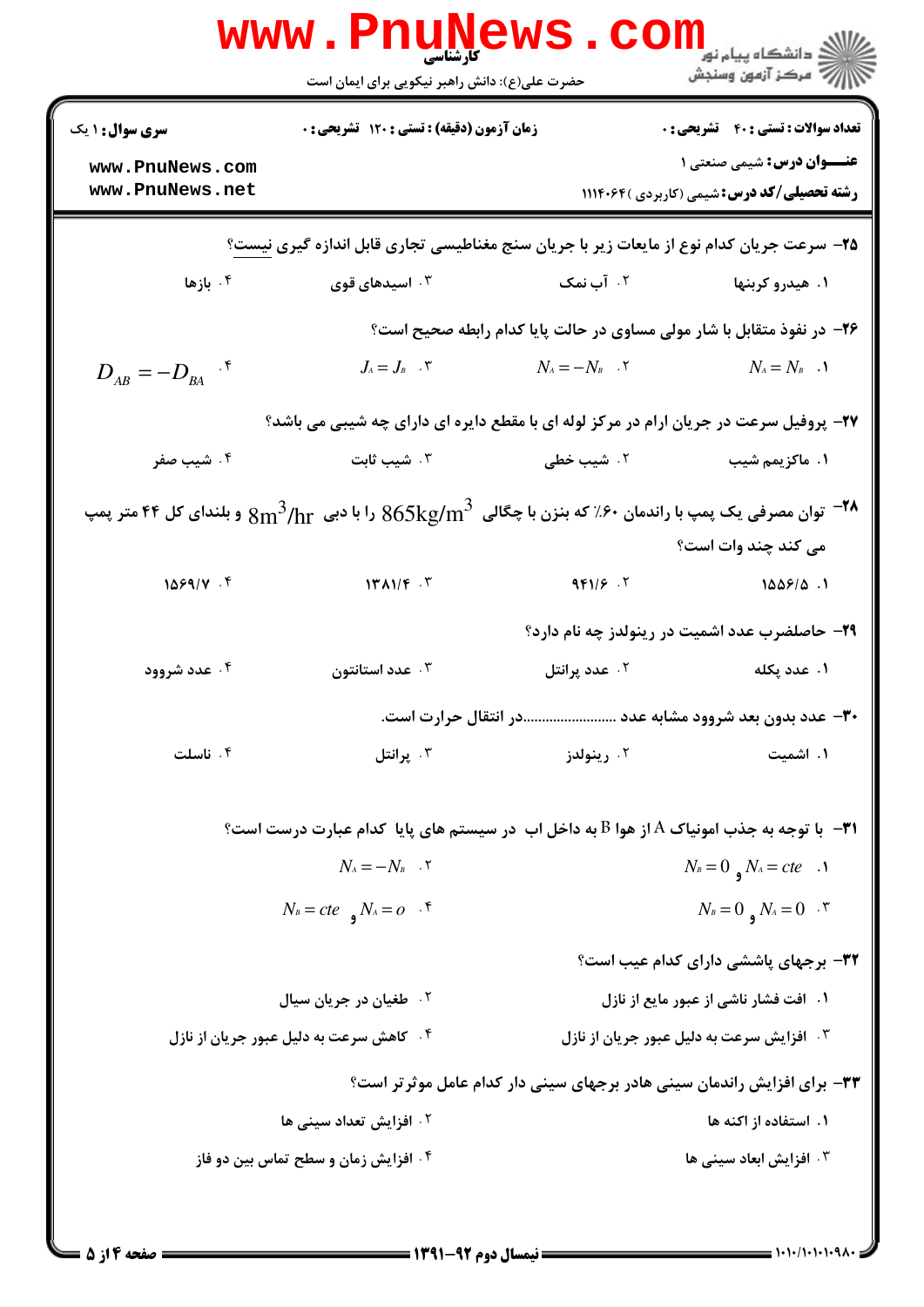**سری سوال:** ۱ یک | **زمان آزمون (دقیقه) : تستی :** ۱۲۰ **تشریحی :** ۰ | **تعداد سوالات : تستی :** ۴۰ **تشریحی :** ۰

**عنـــوان درس:** شیمی صنعتی ۱

**رشته تحصیلی/کد درس:** شیمی (کاربردی )۱۱۱۴۰۶۴

۲۵- سرعت جریان کدام نوع از مایعات زیر با جریان سنج مغناطیسی تجاری قابل اندازه گیری نیست؟

۱. هیدرو کربنها ۲. آب نمک ۳. اسیدهای قوی ۴. بازها

۲۶- در نفوذ متقابل با شار مولی مساوی در حالت پایا کدام رابطه صحیح است؟

۱. $N_A = N_B$ ۲. $N_A = -N_B$ ۳. $J_A = J_B$ ۴. $D_{AB} = -D_{BA}$

۲۷- پروفیل سرعت در جریان ارام در مرکز لوله ای با مقطع دایره ای دارای چه شیبی می باشد؟

۱. ماکزیمم شیب ۲. شیب خطی ۳. شیب ثابت ۴. شیب صفر

۲۸- توان مصرفی یک پمپ با راندمان ۶۰٪ که بنزن با چگالی $865kg/m^3$ را با دبی $8m^3/hr$ و بلندای کل ۴۴ متر پمپ می کند چند وات است؟

۱. ۱۵۵۶/۵ ۲. ۹۴۱/۶ ۳. ۱۳۸۱/۴ ۴. ۱۵۶۹/۷

۲۹- حاصلضرب عدد اشمیت در رینولدز چه نام دارد؟

۱. عدد پکله ۲. عدد پرانتل ۳. عدد استانتون ۴. عدد شروود

۳۰- عدد بدون بعد شروود مشابه عدد ........................در انتقال حرارت است.

۱. اشمیت ۲. رینولدز ۳. پرانتل ۴. ناسلت

۳۱- با توجه به جذب امونیاک A از هوا B به داخل اب در سیستم های پایا کدام عبارت درست است؟

۱. $N_A = cte$ و $N_B = 0$ ۲. $N_A = -N_B$ ۳. $N_A = 0$ و $N_B = 0$ ۴. $N_A = o$ و $N_B = cte$

۳۲- برجهای پاششی دارای کدام عیب است؟

۱. افت فشار ناشی از عبور مایع از نازل ۲. طغیان در جریان سیال ۳. افزایش سرعت به دلیل عبور جریان از نازل ۴. کاهش سرعت به دلیل عبور جریان از نازل

۳۳- برای افزایش راندمان سینی هادر برجهای سینی دار کدام عامل موثرتر است؟

۱. استفاده از اکنه ها ۲. افزایش تعداد سینی ها ۳. افزایش ابعاد سینی ها ۴. افزایش زمان و سطح تماس بین دو فاز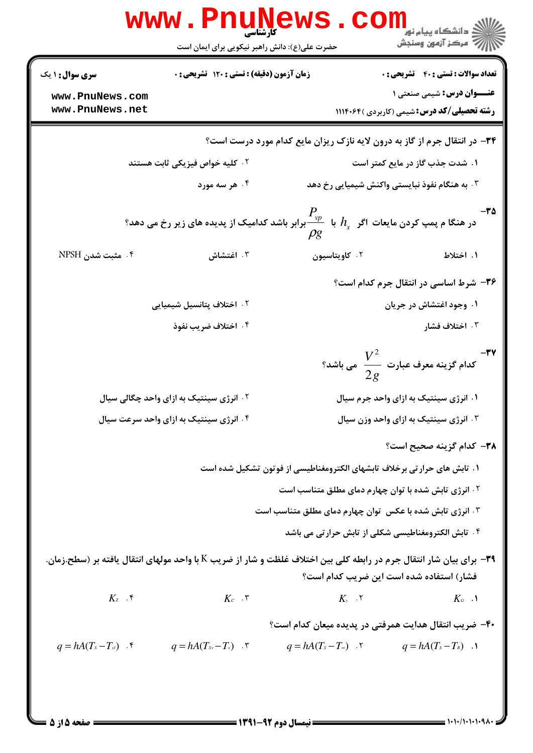۳۴- در انتقال جرم از گاز به درون لایه نازک ریزان مایع کدام مورد درست است؟

۱. شدت جذب گاز در مایع کمتر است

۲. کلیه خواص فیزیکی ثابت هستند

۳. به هنگام نفوذ نبایستی واکنش شیمیایی رخ دهد

۴. هر سه مورد

۳۵- در هنگا م پمپ کردن مایعات اگر $h_s$ با $\frac{P_{vp}}{\rho g}$ برابر باشد کدامیک از پدیده های زیر رخ می دهد؟

۱. اختلاط

۲. کاویتاسیون

۳. اغتشاش

۴. مثبت شدن NPSH

۳۶- شرط اساسی در انتقال جرم کدام است؟

۱. وجود اغتشاش در جریان

۲. اختلاف پتانسیل شیمیایی

۳. اختلاف فشار

۴. اختلاف ضریب نفوذ

۳۷- کدام گزینه معرف عبارت $\frac{V^2}{2g}$ می باشد؟

۱. انرژی سینتیک به ازای واحد جرم سیال

۲. انرژی سینتیک به ازای واحد چگالی سیال

۳. انرژی سینتیک به ازای واحد وزن سیال

۴. انرژی سینتیک به ازای واحد سرعت سیال

۳۸- کدام گزینه صحیح است؟

۱. تابش های حرارتی برخلاف تابشهای الکترومغناطیسی از فوتون تشکیل شده است

۲. انرژی تابش شده با توان چهارم دمای مطلق متناسب است

۳. انرژی تابش شده با عکس توان چهارم دمای مطلق متناسب است

۴. تابش الکترومغناطیسی شکلی از تابش حرارتی می باشد

۳۹- برای بیان شار انتقال جرم در رابطه کلی بین اختلاف غلظت و شار از ضریب K با واحد مولهای انتقال یافته بر (سطح.زمان. فشار) استفاده شده است این ضریب کدام است؟

۱. $K_G$

۲. $K_y$

۳. $K_C$

۴. $K_Z$

۴۰- ضریب انتقال هدایت همرفتی در پدیده میعان کدام است؟

۱. $q = hA(T_s - T_B)$

۲. $q = hA(T_s - T_\infty)$

۳. $q = hA(T_{sv} - T_s)$

۴. $q = hA(T_s - T_{sl})$